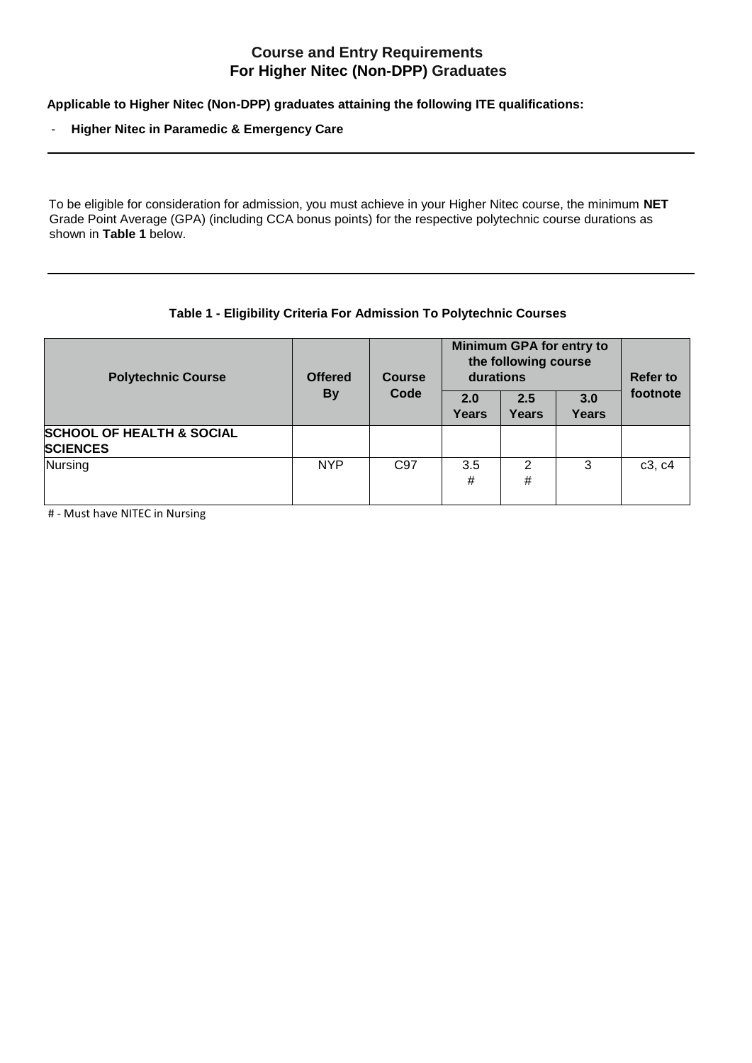## Course and Entry Requirements
## For Higher Nitec (Non-DPP) Graduates

**Applicable to Higher Nitec (Non-DPP) graduates attaining the following ITE qualifications:**

- **Higher Nitec in Paramedic & Emergency Care**

---

To be eligible for consideration for admission, you must achieve in your Higher Nitec course, the minimum **NET** Grade Point Average (GPA) (including CCA bonus points) for the respective polytechnic course durations as shown in **Table 1** below.

---

**Table 1 - Eligibility Criteria For Admission To Polytechnic Courses**

| Polytechnic Course | Offered By | Course Code | Minimum GPA for entry to the following course durations | | | Refer to footnote |
|---|---|---|---|---|---|---|
| | | | 2.0 Years | 2.5 Years | 3.0 Years | |
| **SCHOOL OF HEALTH & SOCIAL SCIENCES** | | | | | | |
| Nursing | NYP | C97 | 3.5 # | 2 # | 3 | c3, c4 |

# - Must have NITEC in Nursing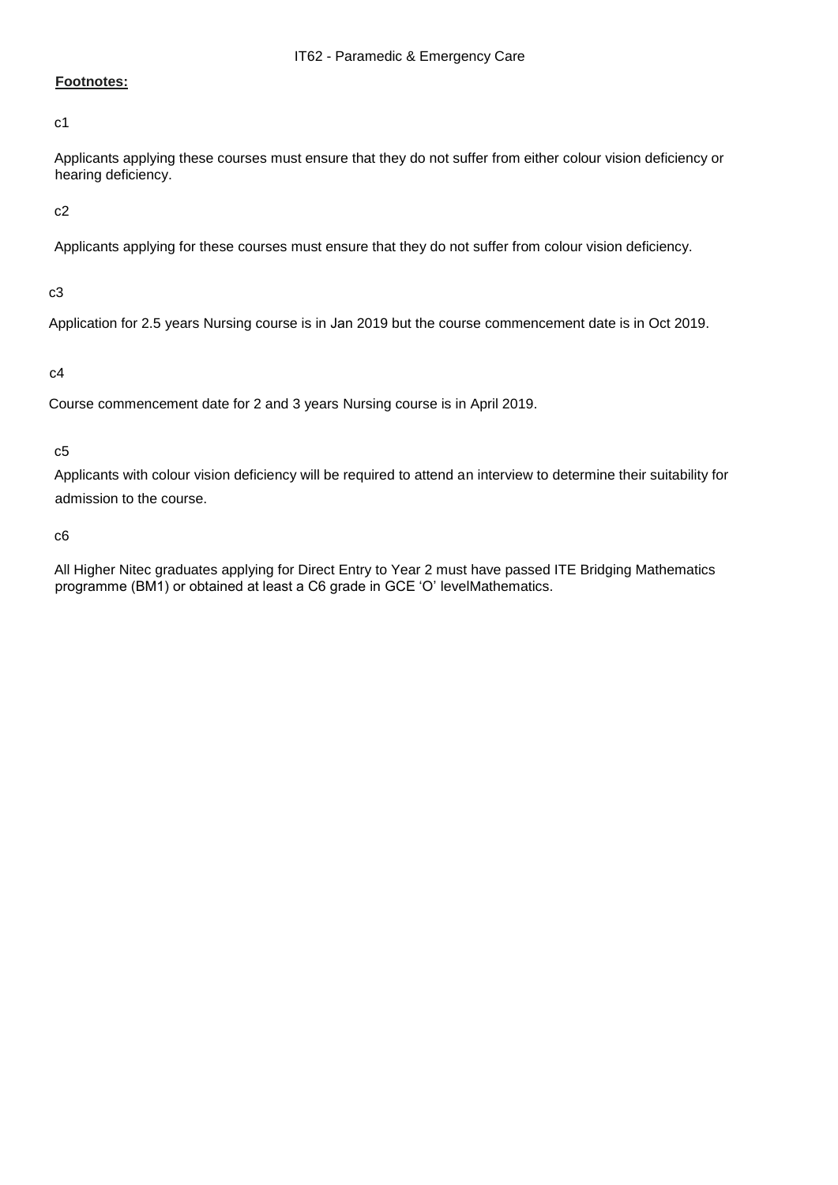IT62 - Paramedic & Emergency Care

**Footnotes:**

c1

Applicants applying these courses must ensure that they do not suffer from either colour vision deficiency or hearing deficiency.

c2

Applicants applying for these courses must ensure that they do not suffer from colour vision deficiency.

c3

Application for 2.5 years Nursing course is in Jan 2019 but the course commencement date is in Oct 2019.

c4

Course commencement date for 2 and 3 years Nursing course is in April 2019.

c5

Applicants with colour vision deficiency will be required to attend an interview to determine their suitability for admission to the course.

c6

All Higher Nitec graduates applying for Direct Entry to Year 2 must have passed ITE Bridging Mathematics programme (BM1) or obtained at least a C6 grade in GCE 'O' levelMathematics.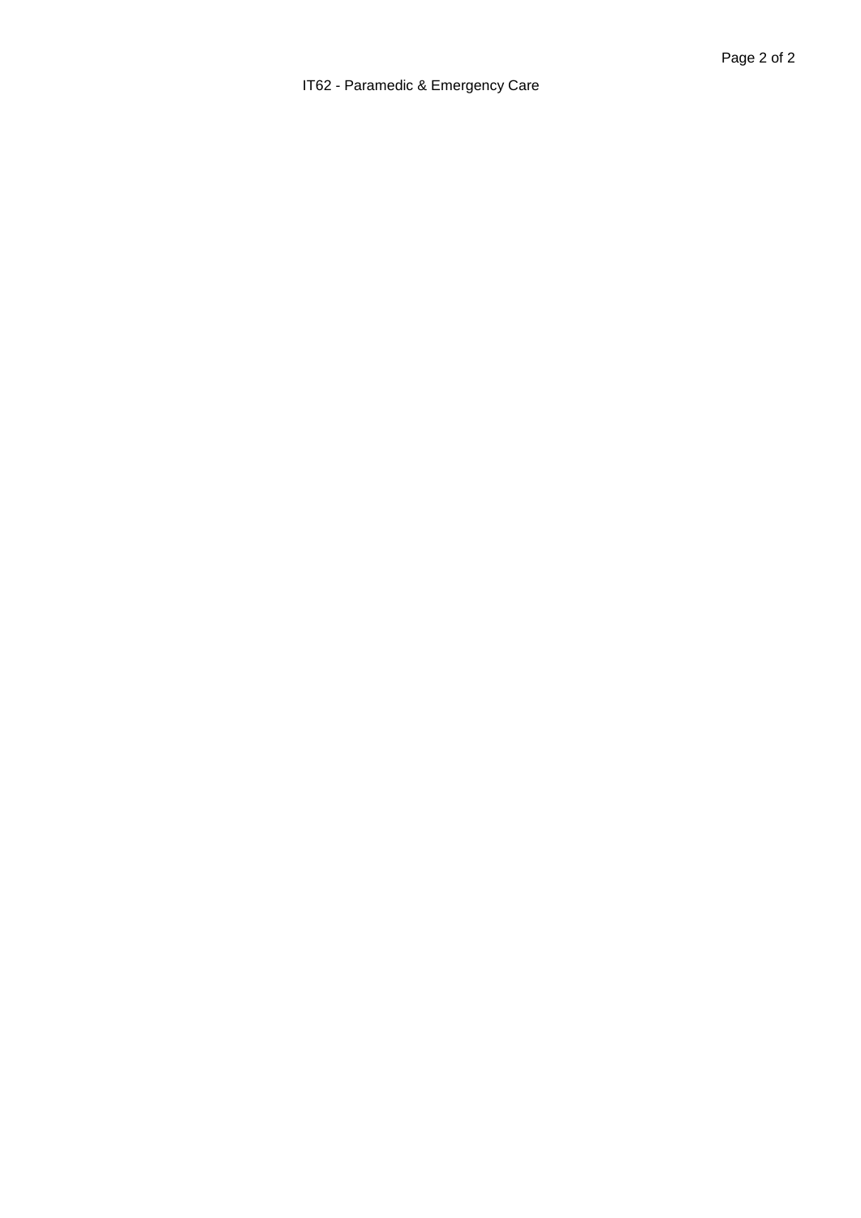IT62 - Paramedic & Emergency Care